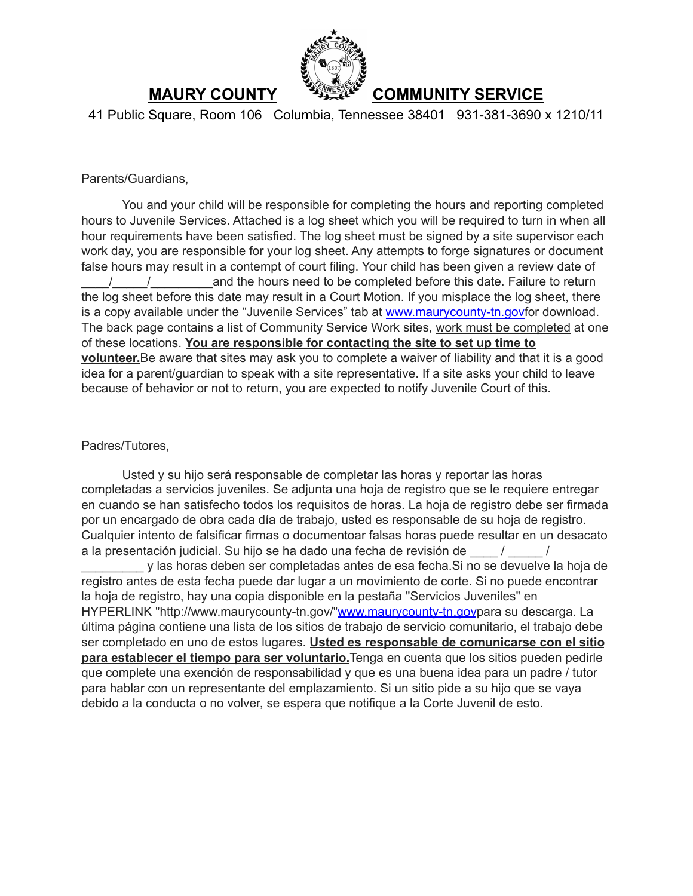# MAURY COUNTY COMMUNITY SERVICE

41 Public Square, Room 106   Columbia, Tennessee 38401   931-381-3690 x 1210/11

Parents/Guardians,

You and your child will be responsible for completing the hours and reporting completed hours to Juvenile Services. Attached is a log sheet which you will be required to turn in when all hour requirements have been satisfied. The log sheet must be signed by a site supervisor each work day, you are responsible for your log sheet. Any attempts to forge signatures or document false hours may result in a contempt of court filing. Your child has been given a review date of ____/_____/_________and the hours need to be completed before this date. Failure to return the log sheet before this date may result in a Court Motion. If you misplace the log sheet, there is a copy available under the "Juvenile Services" tab at www.maurycounty-tn.govfor download. The back page contains a list of Community Service Work sites, work must be completed at one of these locations. **You are responsible for contacting the site to set up time to volunteer.**Be aware that sites may ask you to complete a waiver of liability and that it is a good idea for a parent/guardian to speak with a site representative. If a site asks your child to leave because of behavior or not to return, you are expected to notify Juvenile Court of this.

Padres/Tutores,

Usted y su hijo será responsable de completar las horas y reportar las horas completadas a servicios juveniles. Se adjunta una hoja de registro que se le requiere entregar en cuando se han satisfecho todos los requisitos de horas. La hoja de registro debe ser firmada por un encargado de obra cada día de trabajo, usted es responsable de su hoja de registro. Cualquier intento de falsificar firmas o documentoar falsas horas puede resultar en un desacato a la presentación judicial. Su hijo se ha dado una fecha de revisión de ____ / _____ / _________ y las horas deben ser completadas antes de esa fecha.Si no se devuelve la hoja de registro antes de esta fecha puede dar lugar a un movimiento de corte. Si no puede encontrar la hoja de registro, hay una copia disponible en la pestaña "Servicios Juveniles" en HYPERLINK "http://www.maurycounty-tn.gov/"www.maurycounty-tn.govpara su descarga. La última página contiene una lista de los sitios de trabajo de servicio comunitario, el trabajo debe ser completado en uno de estos lugares. **Usted es responsable de comunicarse con el sitio para establecer el tiempo para ser voluntario.**Tenga en cuenta que los sitios pueden pedirle que complete una exención de responsabilidad y que es una buena idea para un padre / tutor para hablar con un representante del emplazamiento. Si un sitio pide a su hijo que se vaya debido a la conducta o no volver, se espera que notifique a la Corte Juvenil de esto.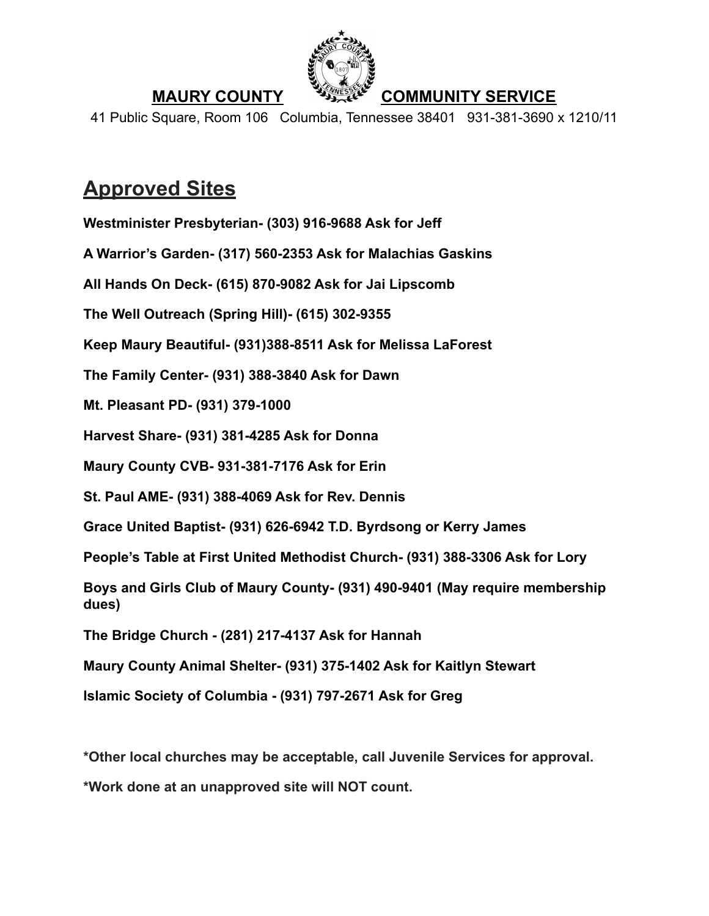**MAURY COUNTY** **COMMUNITY SERVICE**

41 Public Square, Room 106 Columbia, Tennessee 38401 931-381-3690 x 1210/11

# Approved Sites

**Westminister Presbyterian- (303) 916-9688 Ask for Jeff**

**A Warrior's Garden- (317) 560-2353 Ask for Malachias Gaskins**

**All Hands On Deck- (615) 870-9082 Ask for Jai Lipscomb**

**The Well Outreach (Spring Hill)- (615) 302-9355**

**Keep Maury Beautiful- (931)388-8511 Ask for Melissa LaForest**

**The Family Center- (931) 388-3840 Ask for Dawn**

**Mt. Pleasant PD- (931) 379-1000**

**Harvest Share- (931) 381-4285 Ask for Donna**

**Maury County CVB- 931-381-7176 Ask for Erin**

**St. Paul AME- (931) 388-4069 Ask for Rev. Dennis**

**Grace United Baptist- (931) 626-6942 T.D. Byrdsong or Kerry James**

**People's Table at First United Methodist Church- (931) 388-3306 Ask for Lory**

**Boys and Girls Club of Maury County- (931) 490-9401 (May require membership dues)**

**The Bridge Church - (281) 217-4137 Ask for Hannah**

**Maury County Animal Shelter- (931) 375-1402 Ask for Kaitlyn Stewart**

**Islamic Society of Columbia - (931) 797-2671 Ask for Greg**

**\*Other local churches may be acceptable, call Juvenile Services for approval.**

**\*Work done at an unapproved site will NOT count.**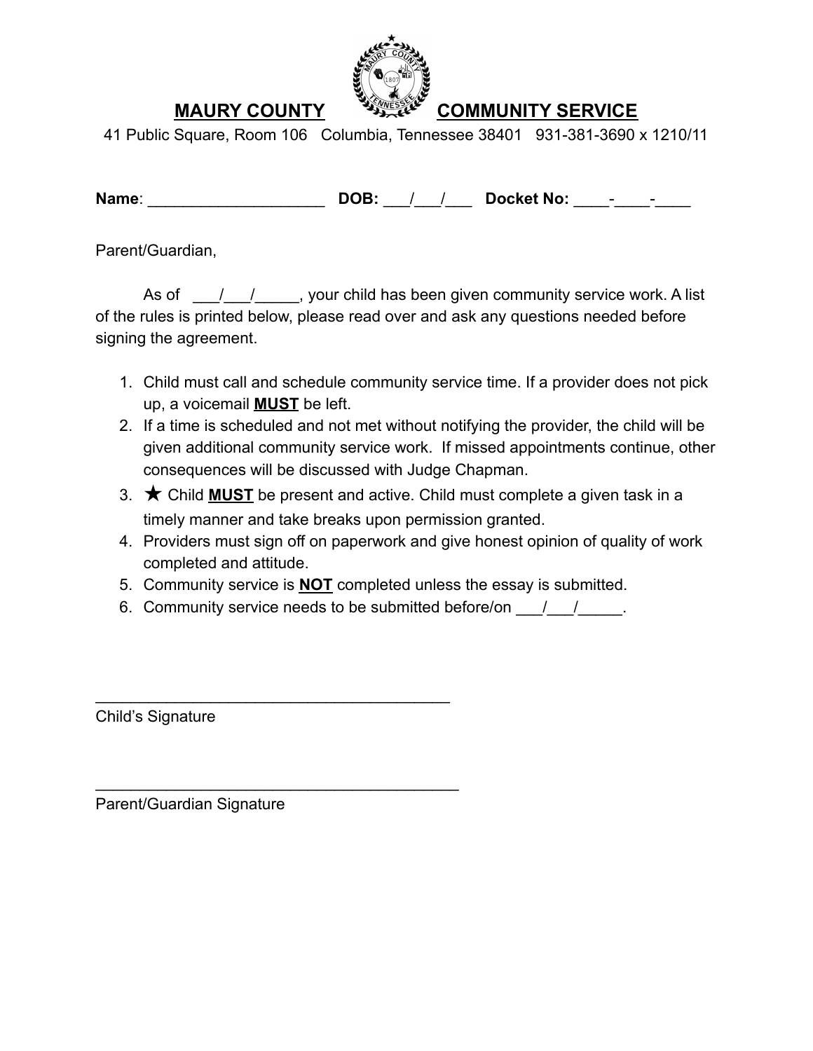# MAURY COUNTY COMMUNITY SERVICE

41 Public Square, Room 106 Columbia, Tennessee 38401 931-381-3690 x 1210/11

**Name**: ____________________ **DOB:** ___/___/___ **Docket No:** ____-____-____

Parent/Guardian,

As of ___/___/_____, your child has been given community service work. A list of the rules is printed below, please read over and ask any questions needed before signing the agreement.

1. Child must call and schedule community service time. If a provider does not pick up, a voicemail **MUST** be left.
2. If a time is scheduled and not met without notifying the provider, the child will be given additional community service work. If missed appointments continue, other consequences will be discussed with Judge Chapman.
3. ★ Child **MUST** be present and active. Child must complete a given task in a timely manner and take breaks upon permission granted.
4. Providers must sign off on paperwork and give honest opinion of quality of work completed and attitude.
5. Community service is **NOT** completed unless the essay is submitted.
6. Community service needs to be submitted before/on ___/___/_____.

_________________________________________
Child's Signature

_________________________________________
Parent/Guardian Signature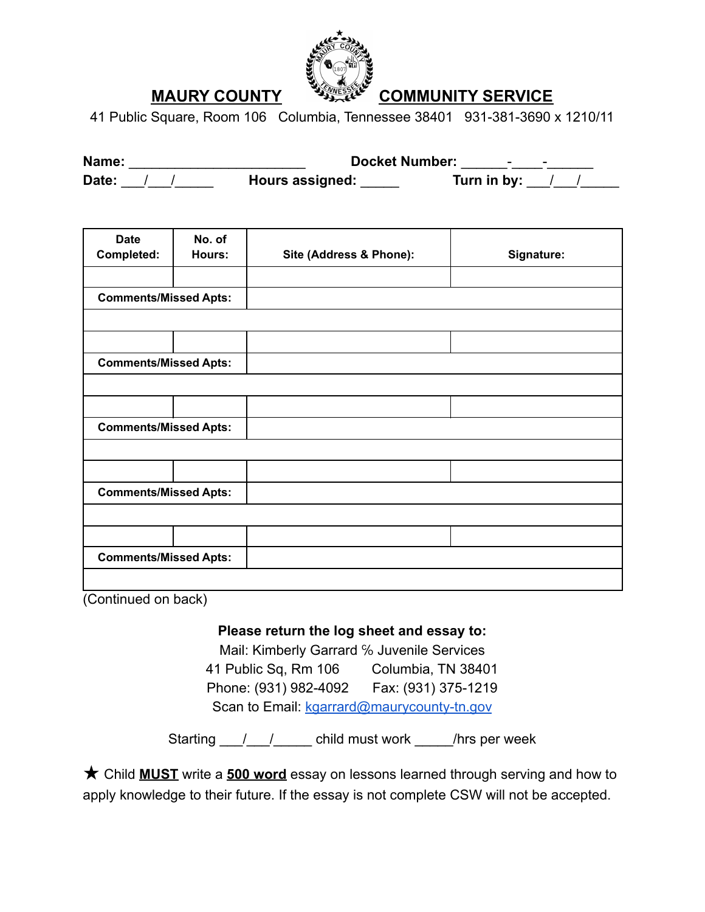# MAURY COUNTY COMMUNITY SERVICE

41 Public Square, Room 106 Columbia, Tennessee 38401 931-381-3690 x 1210/11

**Name:** ______________________ **Docket Number:** ______-____-______

**Date:** ___/___/_____ **Hours assigned:** _____ **Turn in by:** ___/___/_____

| Date Completed: | No. of Hours: | Site (Address & Phone): | Signature: |
|---|---|---|---|
| | | | |
| **Comments/Missed Apts:** | | | |
| | | | |
| | | | |
| **Comments/Missed Apts:** | | | |
| | | | |
| | | | |
| **Comments/Missed Apts:** | | | |
| | | | |
| | | | |
| **Comments/Missed Apts:** | | | |
| | | | |
| | | | |
| **Comments/Missed Apts:** | | | |
| | | | |

(Continued on back)

**Please return the log sheet and essay to:**

Mail: Kimberly Garrard ℅ Juvenile Services
41 Public Sq, Rm 106 Columbia, TN 38401
Phone: (931) 982-4092 Fax: (931) 375-1219
Scan to Email: kgarrard@maurycounty-tn.gov

Starting ___/___/_____ child must work _____/hrs per week

★ Child **MUST** write a **500 word** essay on lessons learned through serving and how to apply knowledge to their future. If the essay is not complete CSW will not be accepted.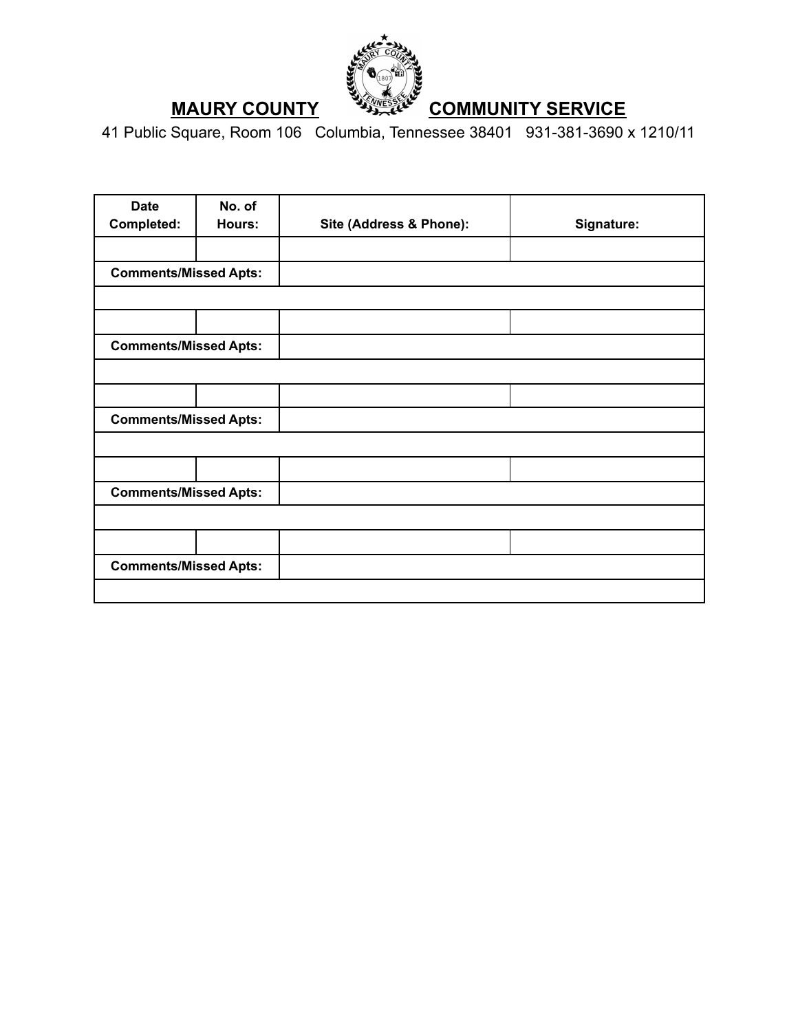**MAURY COUNTY** **COMMUNITY SERVICE**

41 Public Square, Room 106 Columbia, Tennessee 38401 931-381-3690 x 1210/11

| Date Completed: | No. of Hours: | Site (Address & Phone): | Signature: |
|---|---|---|---|
| | | | |
| **Comments/Missed Apts:** | | | |
| | | | |
| | | | |
| **Comments/Missed Apts:** | | | |
| | | | |
| | | | |
| **Comments/Missed Apts:** | | | |
| | | | |
| | | | |
| **Comments/Missed Apts:** | | | |
| | | | |
| | | | |
| **Comments/Missed Apts:** | | | |
| | | | |